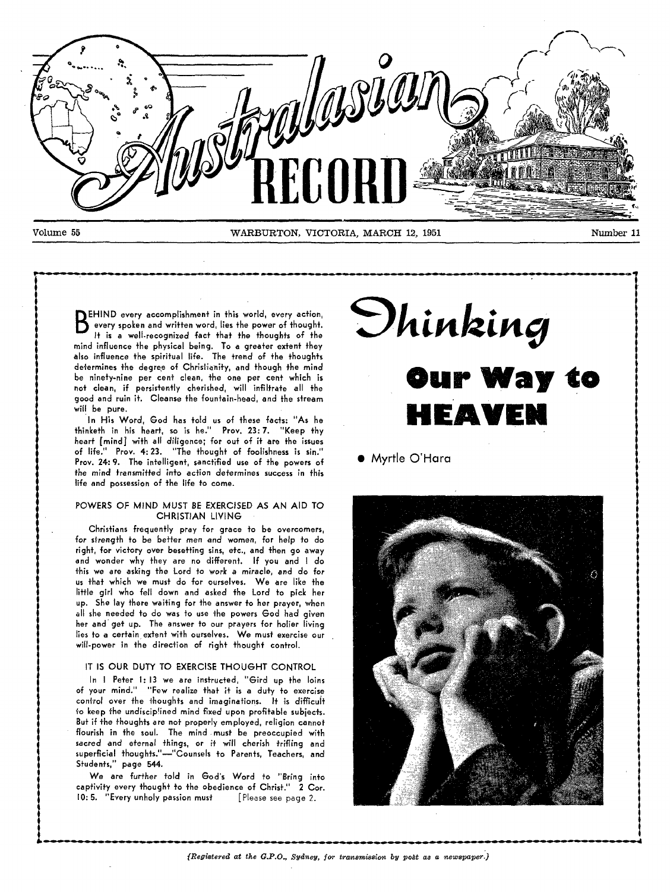# Australasian RECORD

Volume 55 WARBURTON, VICTORIA, MARCH 12, 1951 Number 11

# Thinking Our Way to HEAVEN

• Myrtle O'Hara

BEHIND every accomplishment in this world, every action, every spoken and written word, lies the power of thought. It is a well-recognized fact that the thoughts of the mind influence the physical being. To a greater extent they also influence the spiritual life. The trend of the thoughts determines the degree of Christianity, and though the mind be ninety-nine per cent clean, the one per cent which is not clean, if persistently cherished, will infiltrate all the good and ruin it. Cleanse the fountain-head, and the stream will be pure.

In His Word, God has told us of these facts: "As he thinketh in his heart, so is he." Prov. 23: 7. "Keep thy heart [mind] with all diligence; for out of it are the issues of life." Prov. 4: 23. "The thought of foolishness is sin." Prov. 24: 9. The intelligent, sanctified use of the powers of the mind transmitted into action determines success in this life and possession of the life to come.

## POWERS OF MIND MUST BE EXERCISED AS AN AID TO CHRISTIAN LIVING

Christians frequently pray for grace to be overcomers, for strength to be better men and women, for help to do right, for victory over besetting sins, etc., and then go away and wonder why they are no different. If you and I do this we are asking the Lord to work a miracle, and do for us that which we must do for ourselves. We are like the little girl who fell down and asked the Lord to pick her up. She lay there waiting for the answer to her prayer, when all she needed to do was to use the powers God had given her and get up. The answer to our prayers for holier living lies to a certain extent with ourselves. We must exercise our will-power in the direction of right thought control.

## IT IS OUR DUTY TO EXERCISE THOUGHT CONTROL

In I Peter 1: 13 we are instructed, "Gird up the loins of your mind." "Few realize that it is a duty to exercise control over the thoughts and imaginations. It is difficult to keep the undisciplined mind fixed upon profitable subjects. But if the thoughts are not properly employed, religion cannot flourish in the soul. The mind must be preoccupied with sacred and eternal things, or it will cherish trifling and superficial thoughts."—"Counsels to Parents, Teachers, and Students," page 544.

We are further told in God's Word to "Bring into captivity every thought to the obedience of Christ." 2 Cor. 10: 5. "Every unholy passion must [Please see page 2.

(Registered at the G.P.O., Sydney, for transmission by post as a newspaper.)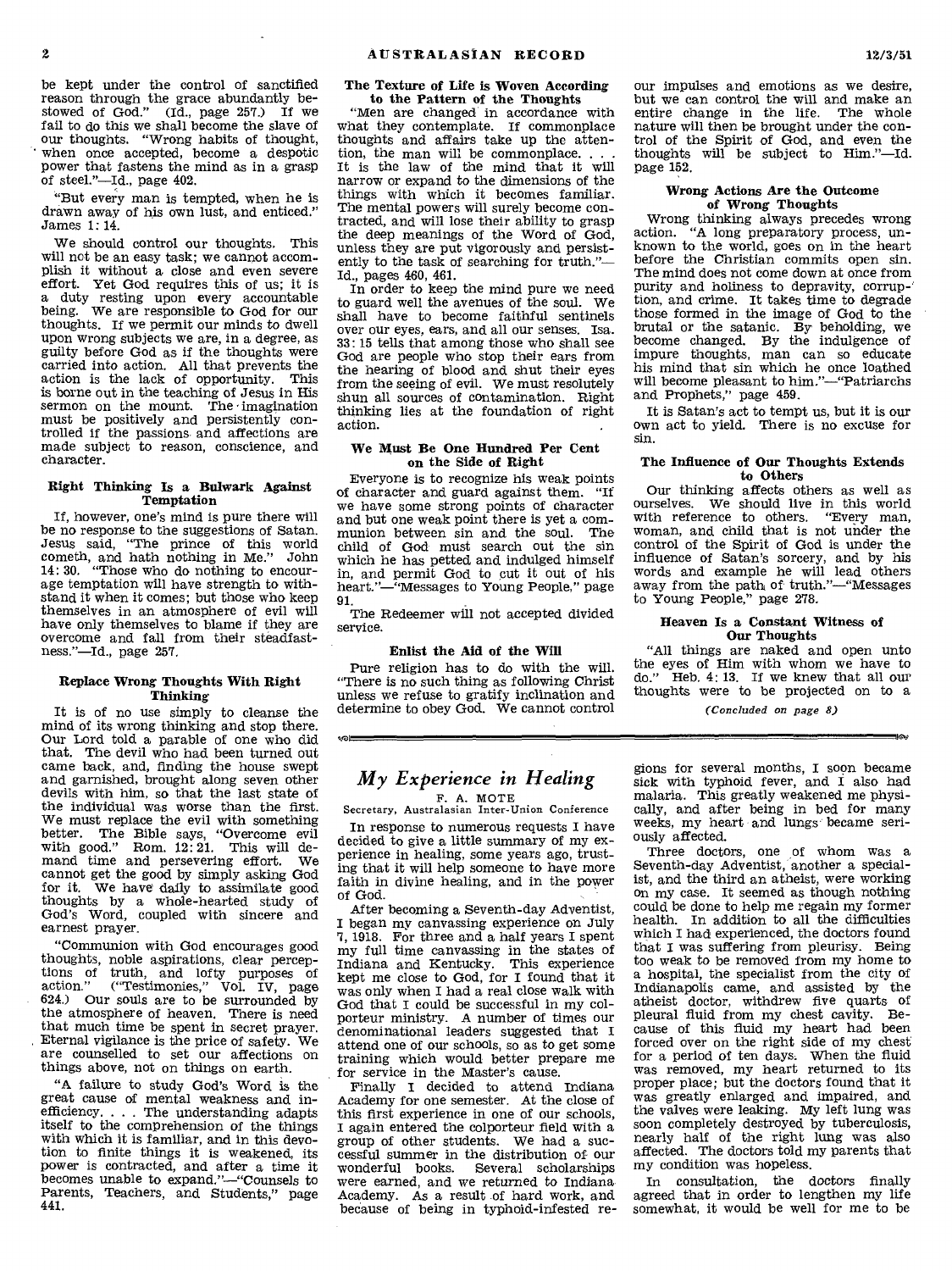be kept under the control of sanctified reason through the grace abundantly bestowed of God." (Id., page 257.) If we fail to do this we shall become the slave of our thoughts. "Wrong habits of thought, when once accepted, become a despotic power that fastens the mind as in a grasp of steel."—Id., page 402.

"But every man is tempted, when he is drawn away of his own lust, and enticed." James 1: 14.

We should control our thoughts. This will not be an easy task; we cannot accomplish it without a close and even severe effort. Yet God requires this of us; it is a duty resting upon every accountable being. We are responsible to God for our thoughts. If we permit our minds to dwell upon wrong subjects we are, in a degree, as guilty before God as if the thoughts were carried into action. All that prevents the action is the lack of opportunity. This is borne out in the teaching of Jesus in His sermon on the mount. The imagination must be positively and persistently controlled if the passions and affections are made subject to reason, conscience, and character.

### Right Thinking Is a Bulwark Against Temptation

If, however, one's mind is pure there will be no response to the suggestions of Satan. Jesus said, "The prince of this world cometh, and hath nothing in Me." John 14: 30. "Those who do nothing to encourage temptation will have strength to withstand it when it comes; but those who keep themselves in an atmosphere of evil will have only themselves to blame if they are overcome and fall from their steadfastness."—Id., page 257.

### Replace Wrong Thoughts With Right Thinking

It is of no use simply to cleanse the mind of its wrong thinking and stop there. Our Lord told a parable of one who did that. The devil who had been turned out came back, and, finding the house swept and garnished, brought along seven other devils with him, so that the last state of the individual was worse than the first. We must replace the evil with something better. The Bible says, "Overcome evil with good." Rom. 12: 21. This will demand time and persevering effort. We cannot get the good by simply asking God for it. We have daily to assimilate good thoughts by a whole-hearted study of God's Word, coupled with sincere and earnest prayer.

"Communion with God encourages good thoughts, noble aspirations, clear perceptions of truth, and lofty purposes of action." ("Testimonies," Vol. IV, page 624.) Our souls are to be surrounded by the atmosphere of heaven. There is need that much time be spent in secret prayer. Eternal vigilance is the price of safety. We are counselled to set our affections on things above, not on things on earth.

"A failure to study God's Word is the great cause of mental weakness and inefficiency. . . . The understanding adapts itself to the comprehension of the things with which it is familiar, and in this devotion to finite things it is weakened, its power is contracted, and after a time it becomes unable to expand."—"Counsels to Parents, Teachers, and Students," page 441.

### The Texture of Life is Woven According to the Pattern of the Thoughts

"Men are changed in accordance with what they contemplate. If commonplace thoughts and affairs take up the attention, the man will be commonplace. . . . It is the law of the mind that it will narrow or expand to the dimensions of the things with which it becomes familiar. The mental powers will surely become contracted, and will lose their ability to grasp the deep meanings of the Word of God, unless they are put vigorously and persistently to the task of searching for truth."—Id., pages 460, 461.

In order to keep the mind pure we need to guard well the avenues of the soul. We shall have to become faithful sentinels over our eyes, ears, and all our senses. Isa. 33: 15 tells that among those who shall see God are people who stop their ears from the hearing of blood and shut their eyes from the seeing of evil. We must resolutely shun all sources of contamination. Right thinking lies at the foundation of right action.

### We Must Be One Hundred Per Cent on the Side of Right

Everyone is to recognize his weak points of character and guard against them. "If we have some strong points of character and but one weak point there is yet a communion between sin and the soul. The child of God must search out the sin which he has petted and indulged himself in, and permit God to cut it out of his heart."—"Messages to Young People," page 91.

The Redeemer will not accepted divided service.

### Enlist the Aid of the Will

Pure religion has to do with the will. "There is no such thing as following Christ unless we refuse to gratify inclination and determine to obey God. We cannot control our impulses and emotions as we desire, but we can control the will and make an entire change in the life. The whole nature will then be brought under the control of the Spirit of God, and even the thoughts will be subject to Him."—Id. page 152.

### Wrong Actions Are the Outcome of Wrong Thoughts

Wrong thinking always precedes wrong action. "A long preparatory process, unknown to the world, goes on in the heart before the Christian commits open sin. The mind does not come down at once from purity and holiness to depravity, corruption, and crime. It takes time to degrade those formed in the image of God to the brutal or the satanic. By beholding, we become changed. By the indulgence of impure thoughts, man can so educate his mind that sin which he once loathed will become pleasant to him."—"Patriarchs and Prophets," page 459.

It is Satan's act to tempt us, but it is our own act to yield. There is no excuse for sin.

### The Influence of Our Thoughts Extends to Others

Our thinking affects others as well as ourselves. We should live in this world with reference to others. "Every man, woman, and child that is not under the control of the Spirit of God is under the influence of Satan's sorcery, and by his words and example he will lead others away from the path of truth."—"Messages to Young People," page 278.

### Heaven Is a Constant Witness of Our Thoughts

"All things are naked and open unto the eyes of Him with whom we have to do." Heb. 4: 13. If we knew that all our thoughts were to be projected on to a

*(Concluded on page 8)*

---

## *My Experience in Healing*

F. A. MOTE

Secretary, Australasian Inter-Union Conference

In response to numerous requests I have decided to give a little summary of my experience in healing, some years ago, trusting that it will help someone to have more faith in divine healing, and in the power of God.

After becoming a Seventh-day Adventist, I began my canvassing experience on July 7, 1918. For three and a half years I spent my full time canvassing in the states of Indiana and Kentucky. This experience kept me close to God, for I found that it was only when I had a real close walk with God that I could be successful in my colporteur ministry. A number of times our denominational leaders suggested that I attend one of our schools, so as to get some training which would better prepare me for service in the Master's cause.

Finally I decided to attend Indiana Academy for one semester. At the close of this first experience in one of our schools, I again entered the colporteur field with a group of other students. We had a successful summer in the distribution of our wonderful books. Several scholarships were earned, and we returned to Indiana Academy. As a result of hard work, and because of being in typhoid-infested regions for several months, I soon became sick with typhoid fever, and I also had malaria. This greatly weakened me physically, and after being in bed for many weeks, my heart and lungs became seriously affected.

Three doctors, one of whom was a Seventh-day Adventist, another a specialist, and the third an atheist, were working on my case. It seemed as though nothing could be done to help me regain my former health. In addition to all the difficulties which I had experienced, the doctors found that I was suffering from pleurisy. Being too weak to be removed from my home to a hospital, the specialist from the city of Indianapolis came, and assisted by the atheist doctor, withdrew five quarts of pleural fluid from my chest cavity. Because of this fluid my heart had been forced over on the right side of my chest for a period of ten days. When the fluid was removed, my heart returned to its proper place; but the doctors found that it was greatly enlarged and impaired, and the valves were leaking. My left lung was soon completely destroyed by tuberculosis, nearly half of the right lung was also affected. The doctors told my parents that my condition was hopeless.

In consultation, the doctors finally agreed that in order to lengthen my life somewhat, it would be well for me to be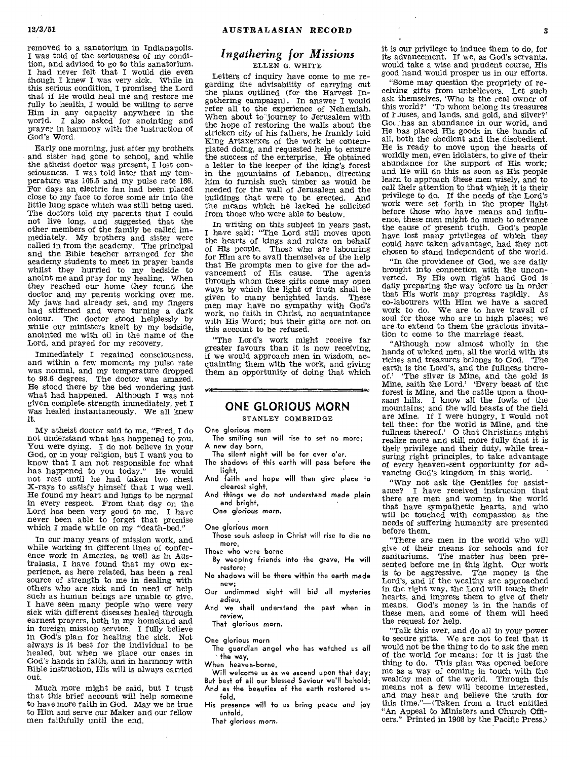removed to a sanatorium in Indianapolis. I was told of the seriousness of my condition, and advised to go to this sanatorium. I had never felt that I would die even though I knew I was very sick. While in this serious condition, I promised the Lord that if He would heal me and restore me fully to health, I would be willing to serve Him in any capacity anywhere in the world. I also asked for anointing and prayer in harmony with the instruction of God's Word.

Early one morning, just after my brothers and sister had gone to school, and while the atheist doctor was present, I lost consciousness. I was told later that my temperature was 105.5 and my pulse rate 166. For days an electric fan had been placed close to my face to force some air into the little lung space which was still being used. The doctors told my parents that I could not live long, and suggested that the other members of the family be called immediately. My brothers and sister were called in from the academy. The principal and the Bible teacher arranged for the academy students to meet in prayer bands whilst they hurried to my bedside to anoint me and pray for my healing. When they reached our home they found the doctor and my parents working over me. My jaws had already set, and my fingers had stiffened and were turning a dark colour. The doctor stood helplessly by while our ministers knelt by my bedside, anointed me with oil in the name of the Lord, and prayed for my recovery.

Immediately I regained consciousness, and within a few moments my pulse rate was normal, and my temperature dropped to 98.6 degrees. The doctor was amazed. He stood there by the bed wondering just what had happened. Although I was not given complete strength immediately, yet I was healed instantaneously. We all knew it.

My atheist doctor said to me, "Fred, I do not understand what has happened to you. You were dying. I do not believe in your God, or in your religion, but I want you to know that I am not responsible for what has happened to you today." He would not rest until he had taken two chest X-rays to satisfy himself that I was well. He found my heart and lungs to be normal in every respect. From that day on the Lord has been very good to me. I have never been able to forget that promise which I made while on my "death-bed."

In our many years of mission work, and while working in different lines of conference work in America, as well as in Australasia, I have found that my own experience, as here related, has been a real source of strength to me in dealing with others who are sick and in need of help such as human beings are unable to give. I have seen many people who were very sick with different diseases healed through earnest prayers, both in my homeland and in foreign mission service. I fully believe in God's plan for healing the sick. Not always is it best for the individual to be healed, but when we place our cases in God's hands in faith, and in harmony with Bible instruction, His will is always carried out.

Much more might be said, but I trust that this brief account will help someone to have more faith in God. May we be true to Him and serve our Maker and our fellow men faithfully until the end.

## *Ingathering for Missions*

ELLEN G. WHITE

Letters of inquiry have come to me regarding the advisability of carrying out the plans outlined (for the Harvest Ingathering campaign). In answer I would refer all to the experience of Nehemiah. When about to journey to Jerusalem with the hope of restoring the walls about the stricken city of his fathers, he frankly told King Artaxerxes of the work he contemplated doing, and requested help to ensure the success of the enterprise. He obtained a letter to the keeper of the king's forest in the mountains of Lebanon, directing him to furnish such timber as would be needed for the wall of Jerusalem and the buildings that were to be erected. And the means which he lacked he solicited from those who were able to bestow.

In writing on this subject in years past, I have said: "The Lord still moves upon the hearts of kings and rulers on behalf of His people. Those who are labouring for Him are to avail themselves of the help that He prompts men to give for the advancement of His cause. The agents through whom these gifts come may open ways by which the light of truth shall be given to many benighted lands. These men may have no sympathy with God's work, no faith in Christ, no acquaintance with His Word; but their gifts are not on this account to be refused.

"The Lord's work might receive far greater favours than it is now receiving, if we would approach men in wisdom, acquainting them with the work, and giving them an opportunity of doing that which it is our privilege to induce them to do, for its advancement. If we, as God's servants, would take a wise and prudent course, His good hand would prosper us in our efforts.

"Some may question the propriety of receiving gifts from unbelievers. Let such ask themselves, 'Who is the real owner of this world?' 'To whom belong its treasures of houses, and lands, and gold, and silver?' God has an abundance in our world, and He has placed His goods in the hands of all, both the obedient and the disobedient. He is ready to move upon the hearts of worldly men, even idolaters, to give of their abundance for the support of His work; and He will do this as soon as His people learn to approach these men wisely, and to call their attention to that which it is their privilege to do. If the needs of the Lord's work were set forth in the proper light before those who have means and influence, these men might do much to advance the cause of present truth. God's people have lost many privileges of which they could have taken advantage, had they not chosen to stand independent of the world.

"In the providence of God, we are daily brought into connection with the unconverted. By His own right hand God is daily preparing the way before us in order that His work may progress rapidly. As co-labourers with Him we have a sacred work to do. We are to have travail of soul for those who are in high places; we are to extend to them the gracious invitation to come to the marriage feast.

"Although now almost wholly in the hands of wicked men, all the world with its riches and treasures belongs to God. 'The earth is the Lord's, and the fullness thereof.' 'The silver is Mine, and the gold is Mine, saith the Lord.' 'Every beast of the forest is Mine, and the cattle upon a thousand hills. I know all the fowls of the mountains; and the wild beasts of the field are Mine. If I were hungry, I would not tell thee: for the world is Mine, and the fullness thereof.' O that Christians might realize more and still more fully that it is their privilege and their duty, while treasuring right principles, to take advantage of every heaven-sent opportunity for advancing God's kingdom in this world.

"Why not ask the Gentiles for assistance? I have received instruction that there are men and women in the world that have sympathetic hearts, and who will be touched with compassion as the needs of suffering humanity are presented before them.

"There are men in the world who will give of their means for schools and for sanitariums. The matter has been presented before me in this light. Our work is to be aggressive. The money is the Lord's, and if the wealthy are approached in the right way, the Lord will touch their hearts, and impress them to give of their means. God's money is in the hands of these men, and some of them will heed the request for help.

"Talk this over, and do all in your power to secure gifts. We are not to feel that it would not be the thing to do to ask the men of the world for means; for it is just the thing to do. This plan was opened before me as a way of coming in touch with the wealthy men of the world. Through this means not a few will become interested, and may hear and believe the truth for this time."—(Taken from a tract entitled "An Appeal to Ministers and Church Officers." Printed in 1908 by the Pacific Press.)

## ONE GLORIOUS MORN

STANLEY COMBRIDGE

One glorious morn
The smiling sun will rise to set no more;
A new day born,
The silent night will be for ever o'er.
The shadows of this earth will pass before the light,
And faith and hope will then give place to clearest sight,
And things we do not understand made plain and bright,
*One glorious morn.*

One glorious morn
Those souls asleep in Christ will rise to die no more,
Those who were borne
By weeping friends into the grave, He will restore;
No shadows will be there within the earth made new;
Our undimmed sight will bid all mysteries adieu,
And we shall understand the past when in review,
*That glorious morn.*

One glorious morn
The guardian angel who has watched us all the way,
When heaven-borne,
Will welcome us as we ascend upon that day;
But best of all our blessed Saviour we'll behold;
And as the beauties of the earth restored unfold,
His presence will to us bring peace and joy untold,
*That glorious morn.*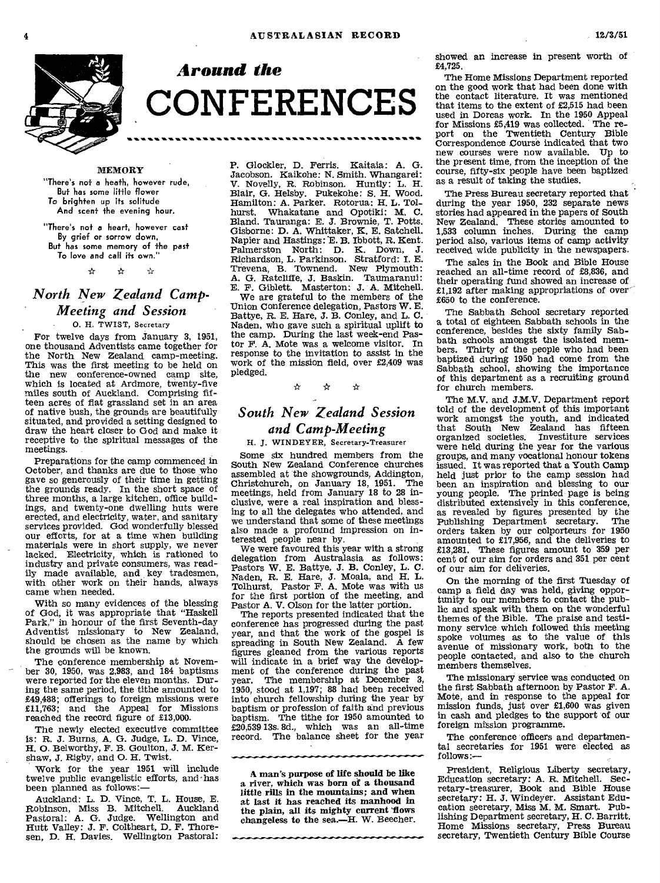# *Around the* CONFERENCES

**MEMORY**

"There's not a heath, however rude,
But has some little flower
To brighten up its solitude
And scent the evening hour.

"There's not a heart, however cast
By grief or sorrow down,
But has some memory of the past
To love and call its own."

☆ ☆ ☆

## *North New Zealand Camp-Meeting and Session*

O. H. TWIST, Secretary

For twelve days from January 3, 1951, one thousand Adventists came together for the North New Zealand camp-meeting. This was the first meeting to be held on the new conference-owned camp site, which is located at Ardmore, twenty-five miles south of Auckland. Comprising fifteen acres of flat grassland set in an area of native bush, the grounds are beautifully situated, and provided a setting designed to draw the heart closer to God and make it receptive to the spiritual messages of the meetings.

Preparations for the camp commenced in October, and thanks are due to those who gave so generously of their time in getting the grounds ready. In the short space of three months, a large kitchen, office buildings, and twenty-one dwelling huts were erected, and electricity, water, and sanitary services provided. God wonderfully blessed our efforts, for at a time when building materials were in short supply, we never lacked. Electricity, which is rationed to industry and private consumers, was readily made available, and key tradesmen, with other work on their hands, always came when needed.

With so many evidences of the blessing of God, it was appropriate that "Haskell Park," in honour of the first Seventh-day Adventist missionary to New Zealand, should be chosen as the name by which the grounds will be known.

The conference membership at November 30, 1950, was 2,983, and 184 baptisms were reported for the eleven months. During the same period, the tithe amounted to £49,488; offerings to foreign missions were £11,763; and the Appeal for Missions reached the record figure of £13,000.

The newly elected executive committee is: R. J. Burns, A. G. Judge, L. D. Vince, H. O. Belworthy, F. B. Goulton, J. M. Kershaw, J. Rigby, and O. H. Twist.

Work for the year 1951 will include twelve public evangelistic efforts, and has been planned as follows:—

Auckland: L. D. Vince, T. L. House, E. Robinson, Miss B. Mitchell. Auckland Pastoral: A. G. Judge. Wellington and Hutt Valley: J. F. Coltheart, D. F. Thoresen, D. H. Davies. Wellington Pastoral: P. Glockler, D. Ferris. Kaitaia: A. G. Jacobson. Kaikohe: N. Smith. Whangarei: V. Novelly, R. Robinson. Huntly: L. H. Blair, G. Helsby. Pukekohe: S. H. Wood. Hamilton: A. Parker. Rotorua: H. L. Tolhurst. Whakatane and Opotiki: M. C. Bland. Tauranga: E. J. Brownie, T. Potts. Gisborne: D. A. Whittaker, K. E. Satchell. Napier and Hastings: E. B. Ibbott, R. Kent. Palmerston North: D. K. Down, J. Richardson, L. Parkinson. Stratford: I. E. Trevena, B. Townend. New Plymouth: A. G. Ratcliffe, J. Baskin. Taumaranui: E. F. Giblett. Masterton: J. A. Mitchell.

We are grateful to the members of the Union Conference delegation, Pastors W. E. Battye, R. E. Hare, J. B. Conley, and L. C. Naden, who gave such a spiritual uplift to the camp. During the last week-end Pastor F. A. Mote was a welcome visitor. In response to the invitation to assist in the work of the mission field, over £2,409 was pledged.

☆ ☆ ☆

## *South New Zealand Session and Camp-Meeting*

H. J. WINDEYER, Secretary-Treasurer

Some six hundred members from the South New Zealand Conference churches assembled at the showgrounds, Addington, Christchurch, on January 18, 1951. The meetings, held from January 18 to 28 inclusive, were a real inspiration and blessing to all the delegates who attended, and we understand that some of these meetings also made a profound impression on interested people near by.

We were favoured this year with a strong delegation from Australasia as follows: Pastors W. E. Battye, J. B. Conley, L. C. Naden, R. E. Hare, J. Moala, and H. L. Tolhurst. Pastor F. A. Mote was with us for the first portion of the meeting, and Pastor A. V. Olson for the latter portion.

The reports presented indicated that the conference has progressed during the past year, and that the work of the gospel is spreading in South New Zealand. A few figures gleaned from the various reports will indicate in a brief way the development of the conference during the past year. The membership at December 3, 1950, stood at 1,197; 88 had been received into church fellowship during the year by baptism or profession of faith and previous baptism. The tithe for 1950 amounted to £20,539 13s. 8d., which was an all-time record. The balance sheet for the year showed an increase in present worth of £4,725.

The Home Missions Department reported on the good work that had been done with the contact literature. It was mentioned that items to the extent of £2,515 had been used in Dorcas work. In the 1950 Appeal for Missions £5,419 was collected. The report on the Twentieth Century Bible Correspondence Course indicated that two new courses were now available. Up to the present time, from the inception of the course, fifty-six people have been baptized as a result of taking the studies.

The Press Bureau secretary reported that during the year 1950, 232 separate news stories had appeared in the papers of South New Zealand. These stories amounted to 1,533 column inches. During the camp period also, various items of camp activity received wide publicity in the newspapers.

The sales in the Book and Bible House reached an all-time record of £8,836, and their operating fund showed an increase of £1,192 after making appropriations of over £650 to the conference.

The Sabbath School secretary reported a total of eighteen Sabbath schools in the conference, besides the sixty family Sabbath schools amongst the isolated members. Thirty of the people who had been baptized during 1950 had come from the Sabbath school, showing the importance of this department as a recruiting ground for church members.

The M.V. and J.M.V. Department report told of the development of this important work amongst the youth, and indicated that South New Zealand has fifteen organized societies. Investiture services were held during the year for the various groups, and many vocational honour tokens issued. It was reported that a Youth Camp held just prior to the camp session had been an inspiration and blessing to our young people. The printed page is being distributed extensively in this conference, as revealed by figures presented by the Publishing Department secretary. The orders taken by our colporteurs for 1950 amounted to £17,956, and the deliveries to £13,281. These figures amount to 359 per cent of our aim for orders and 351 per cent of our aim for deliveries.

On the morning of the first Tuesday of camp a field day was held, giving opportunity to our members to contact the public and speak with them on the wonderful themes of the Bible. The praise and testimony service which followed this meeting spoke volumes as to the value of this avenue of missionary work, both to the people contacted, and also to the church members themselves.

The missionary service was conducted on the first Sabbath afternoon by Pastor F. A. Mote, and in response to the appeal for mission funds, just over £1,600 was given in cash and pledges to the support of our foreign mission programme.

The conference officers and departmental secretaries for 1951 were elected as follows:—

President, Religious Liberty secretary, Education secretary: A. R. Mitchell. Secretary-treasurer, Book and Bible House secretary: H. J. Windeyer. Assistant Education secretary, Miss M. M. Smart. Publishing Department secretary, H. C. Barritt. Home Missions secretary, Press Bureau secretary, Twentieth Century Bible Course

---

**A man's purpose of life should be like a river, which was born of a thousand little rills in the mountains; and when at last it has reached its manhood in the plain, all its mighty current flows changeless to the sea.—H. W. Beecher.**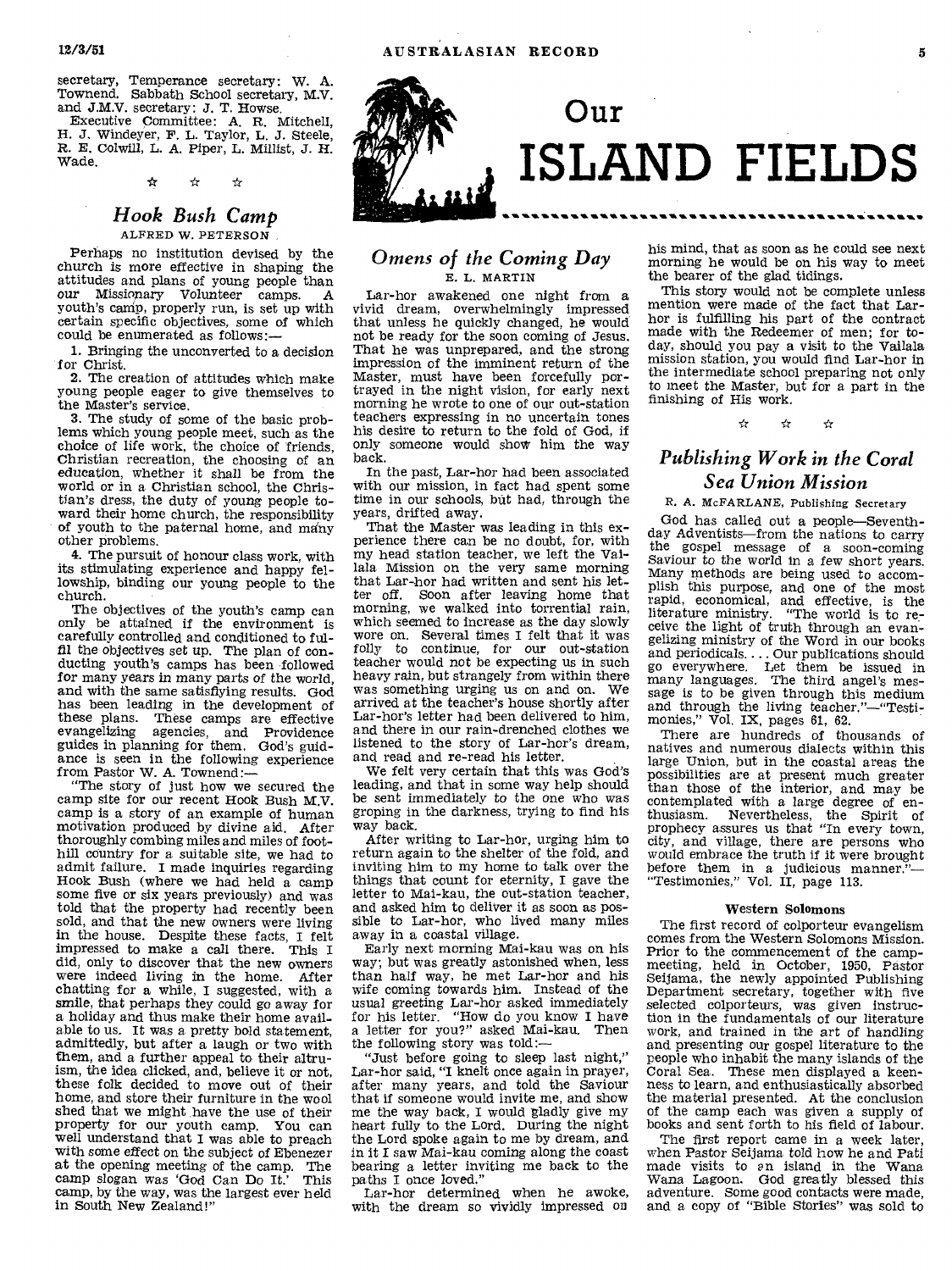secretary, Temperance secretary: W. A. Townend. Sabbath School secretary, M.V. and J.M.V. secretary: J. T. Howse.

Executive Committee: A. R. Mitchell, H. J. Windeyer, F. L. Taylor, L. J. Steele, R. E. Colwill, L. A. Piper, L. Millist, J. H. Wade.

☆ ☆ ☆

## *Hook Bush Camp*

ALFRED W. PETERSON

Perhaps no institution devised by the church is more effective in shaping the attitudes and plans of young people than our Missionary Volunteer camps. A youth's camp, properly run, is set up with certain specific objectives, some of which could be enumerated as follows:—

1. Bringing the unconverted to a decision for Christ.
2. The creation of attitudes which make young people eager to give themselves to the Master's service.
3. The study of some of the basic problems which young people meet, such as the choice of life work, the choice of friends, Christian recreation, the choosing of an education, whether it shall be from the world or in a Christian school, the Christian's dress, the duty of young people toward their home church, the responsibility of youth to the paternal home, and many other problems.
4. The pursuit of honour class work, with its stimulating experience and happy fellowship, binding our young people to the church.

The objectives of the youth's camp can only be attained if the environment is carefully controlled and conditioned to fulfil the objectives set up. The plan of conducting youth's camps has been followed for many years in many parts of the world, and with the same satisfying results. God has been leading in the development of these plans. These camps are effective evangelizing agencies, and Providence guides in planning for them. God's guidance is seen in the following experience from Pastor W. A. Townend:—

"The story of just how we secured the camp site for our recent Hook Bush M.V. camp is a story of an example of human motivation produced by divine aid. After thoroughly combing miles and miles of foothill country for a suitable site, we had to admit failure. I made inquiries regarding Hook Bush (where we had held a camp some five or six years previously) and was told that the property had recently been sold, and that the new owners were living in the house. Despite these facts, I felt impressed to make a call there. This I did, only to discover that the new owners were indeed living in the home. After chatting for a while, I suggested, with a smile, that perhaps they could go away for a holiday and thus make their home available to us. It was a pretty bold statement, admittedly, but after a laugh or two with them, and a further appeal to their altruism, the idea clicked, and, believe it or not, these folk decided to move out of their home, and store their furniture in the wool shed that we might have the use of their property for our youth camp. You can well understand that I was able to preach with some effect on the subject of Ebenezer at the opening meeting of the camp. The camp slogan was 'God Can Do It.' This camp, by the way, was the largest ever held in South New Zealand!"

# Our ISLAND FIELDS

## *Omens of the Coming Day*

E. L. MARTIN

Lar-hor awakened one night from a vivid dream, overwhelmingly impressed that unless he quickly changed, he would not be ready for the soon coming of Jesus. That he was unprepared, and the strong impression of the imminent return of the Master, must have been forcefully portrayed in the night vision, for early next morning he wrote to one of our out-station teachers expressing in no uncertain tones his desire to return to the fold of God, if only someone would show him the way back.

In the past, Lar-hor had been associated with our mission, in fact had spent some time in our schools, but had, through the years, drifted away.

That the Master was leading in this experience there can be no doubt, for, with my head station teacher, we left the Vailala Mission on the very same morning that Lar-hor had written and sent his letter off. Soon after leaving home that morning, we walked into torrential rain, which seemed to increase as the day slowly wore on. Several times I felt that it was folly to continue, for our out-station teacher would not be expecting us in such heavy rain, but strangely from within there was something urging us on and on. We arrived at the teacher's house shortly after Lar-hor's letter had been delivered to him, and there in our rain-drenched clothes we listened to the story of Lar-hor's dream, and read and re-read his letter.

We felt very certain that this was God's leading, and that in some way help should be sent immediately to the one who was groping in the darkness, trying to find his way back.

After writing to Lar-hor, urging him to return again to the shelter of the fold, and inviting him to my home to talk over the things that count for eternity, I gave the letter to Mai-kau, the out-station teacher, and asked him to deliver it as soon as possible to Lar-hor, who lived many miles away in a coastal village.

Early next morning Mai-kau was on his way; but was greatly astonished when, less than half way, he met Lar-hor and his wife coming towards him. Instead of the usual greeting Lar-hor asked immediately for his letter. "How do you know I have a letter for you?" asked Mai-kau. Then the following story was told:—

"Just before going to sleep last night," Lar-hor said, "I knelt once again in prayer, after many years, and told the Saviour that if someone would invite me, and show me the way back, I would gladly give my heart fully to the Lord. During the night the Lord spoke again to me by dream, and in it I saw Mai-kau coming along the coast bearing a letter inviting me back to the paths I once loved."

Lar-hor determined when he awoke, with the dream so vividly impressed on his mind, that as soon as he could see next morning he would be on his way to meet the bearer of the glad tidings.

This story would not be complete unless mention were made of the fact that Lar-hor is fulfilling his part of the contract made with the Redeemer of men; for today, should you pay a visit to the Vailala mission station, you would find Lar-hor in the intermediate school preparing not only to meet the Master, but for a part in the finishing of His work.

☆ ☆ ☆

## *Publishing Work in the Coral Sea Union Mission*

R. A. McFARLANE, Publishing Secretary

God has called out a people—Seventh-day Adventists—from the nations to carry the gospel message of a soon-coming Saviour to the world in a few short years. Many methods are being used to accomplish this purpose, and one of the most rapid, economical, and effective, is the literature ministry. "The world is to receive the light of truth through an evangelizing ministry of the Word in our books and periodicals. . . . Our publications should go everywhere. Let them be issued in many languages. The third angel's message is to be given through this medium and through the living teacher."—"Testimonies," Vol. IX, pages 61, 62.

There are hundreds of thousands of natives and numerous dialects within this large Union, but in the coastal areas the possibilities are at present much greater than those of the interior, and may be contemplated with a large degree of enthusiasm. Nevertheless, the Spirit of prophecy assures us that "In every town, city, and village, there are persons who would embrace the truth if it were brought before them in a judicious manner."—"Testimonies," Vol. II, page 113.

### Western Solomons

The first record of colporteur evangelism comes from the Western Solomons Mission. Prior to the commencement of the camp-meeting, held in October, 1950, Pastor Seijama, the newly appointed Publishing Department secretary, together with five selected colporteurs, was given instruction in the fundamentals of our literature work, and trained in the art of handling and presenting our gospel literature to the people who inhabit the many islands of the Coral Sea. These men displayed a keenness to learn, and enthusiastically absorbed the material presented. At the conclusion of the camp each was given a supply of books and sent forth to his field of labour.

The first report came in a week later, when Pastor Seijama told how he and Pati made visits to an island in the Wana Wana Lagoon. God greatly blessed this adventure. Some good contacts were made, and a copy of "Bible Stories" was sold to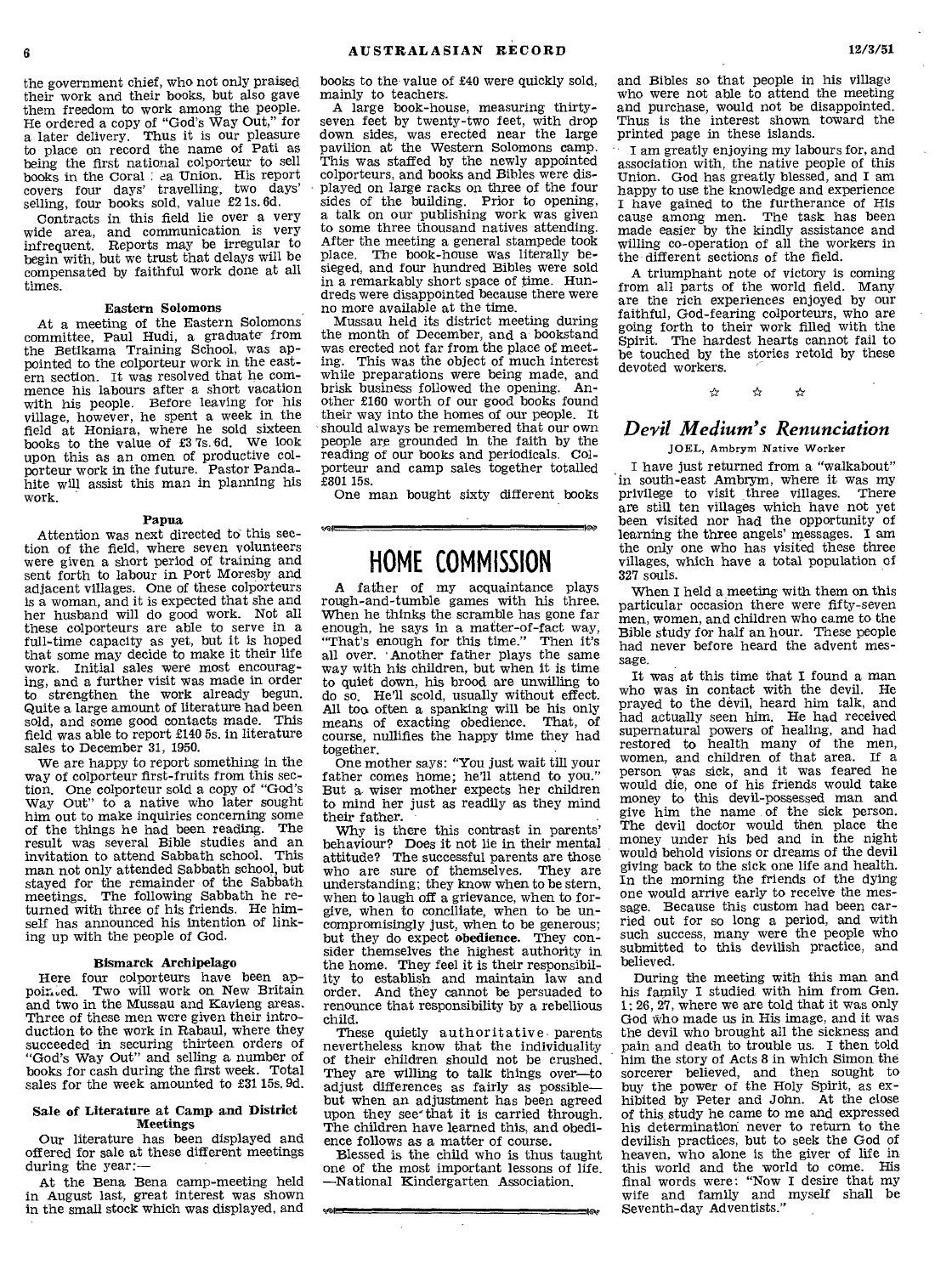the government chief, who not only praised their work and their books, but also gave them freedom to work among the people. He ordered a copy of "God's Way Out," for a later delivery. Thus it is our pleasure to place on record the name of Pati as being the first national colporteur to sell books in the Coral Sea Union. His report covers four days' travelling, two days' selling, four books sold, value £2 1s. 6d.

Contracts in this field lie over a very wide area, and communication is very infrequent. Reports may be irregular to begin with, but we trust that delays will be compensated by faithful work done at all times.

#### Eastern Solomons

At a meeting of the Eastern Solomons committee, Paul Hudi, a graduate from the Betikama Training School, was appointed to the colporteur work in the eastern section. It was resolved that he commence his labours after a short vacation with his people. Before leaving for his village, however, he spent a week in the field at Honiara, where he sold sixteen books to the value of £3 7s. 6d. We look upon this as an omen of productive colporteur work in the future. Pastor Pandahite will assist this man in planning his work.

#### Papua

Attention was next directed to this section of the field, where seven volunteers were given a short period of training and sent forth to labour in Port Moresby and adjacent villages. One of these colporteurs is a woman, and it is expected that she and her husband will do good work. Not all these colporteurs are able to serve in a full-time capacity as yet, but it is hoped that some may decide to make it their life work. Initial sales were most encouraging, and a further visit was made in order to strengthen the work already begun. Quite a large amount of literature had been sold, and some good contacts made. This field was able to report £140 5s. in literature sales to December 31, 1950.

We are happy to report something in the way of colporteur first-fruits from this section. One colporteur sold a copy of "God's Way Out" to a native who later sought him out to make inquiries concerning some of the things he had been reading. The result was several Bible studies and an invitation to attend Sabbath school. This man not only attended Sabbath school, but stayed for the remainder of the Sabbath meetings. The following Sabbath he returned with three of his friends. He himself has announced his intention of linking up with the people of God.

#### Bismarck Archipelago

Here four colporteurs have been appointed. Two will work on New Britain and two in the Mussau and Kavieng areas. Three of these men were given their introduction to the work in Rabaul, where they succeeded in securing thirteen orders of "God's Way Out" and selling a number of books for cash during the first week. Total sales for the week amounted to £31 15s. 9d.

#### Sale of Literature at Camp and District Meetings

Our literature has been displayed and offered for sale at these different meetings during the year:—

At the Bena Bena camp-meeting held in August last, great interest was shown in the small stock which was displayed, and books to the value of £40 were quickly sold, mainly to teachers.

A large book-house, measuring thirty-seven feet by twenty-two feet, with drop down sides, was erected near the large pavilion at the Western Solomons camp. This was staffed by the newly appointed colporteurs, and books and Bibles were displayed on large racks on three of the four sides of the building. Prior to opening, a talk on our publishing work was given to some three thousand natives attending. After the meeting a general stampede took place. The book-house was literally besieged, and four hundred Bibles were sold in a remarkably short space of time. Hundreds were disappointed because there were no more available at the time.

Mussau held its district meeting during the month of December, and a bookstand was erected not far from the place of meeting. This was the object of much interest while preparations were being made, and brisk business followed the opening. Another £160 worth of our good books found their way into the homes of our people. It should always be remembered that our own people are grounded in the faith by the reading of our books and periodicals. Colporteur and camp sales together totalled £801 15s.

One man bought sixty different books and Bibles so that people in his village who were not able to attend the meeting and purchase, would not be disappointed. Thus is the interest shown toward the printed page in these islands.

I am greatly enjoying my labours for, and association with, the native people of this Union. God has greatly blessed, and I am happy to use the knowledge and experience I have gained to the furtherance of His cause among men. The task has been made easier by the kindly assistance and willing co-operation of all the workers in the different sections of the field.

A triumphant note of victory is coming from all parts of the world field. Many are the rich experiences enjoyed by our faithful, God-fearing colporteurs, who are going forth to their work filled with the Spirit. The hardest hearts cannot fail to be touched by the stories retold by these devoted workers.

☆ ☆ ☆

## HOME COMMISSION

A father of my acquaintance plays rough-and-tumble games with his three. When he thinks the scramble has gone far enough, he says in a matter-of-fact way, "That's enough for this time." Then it's all over. Another father plays the same way with his children, but when it is time to quiet down, his brood are unwilling to do so. He'll scold, usually without effect. All too often a spanking will be his only means of exacting obedience. That, of course, nullifies the happy time they had together.

One mother says: "You just wait till your father comes home; he'll attend to you." But a wiser mother expects her children to mind her just as readily as they mind their father.

Why is there this contrast in parents' behaviour? Does it not lie in their mental attitude? The successful parents are those who are sure of themselves. They are understanding; they know when to be stern, when to laugh off a grievance, when to forgive, when to conciliate, when to be uncompromisingly just, when to be generous; but they do expect **obedience**. They consider themselves the highest authority in the home. They feel it is their responsibility to establish and maintain law and order. And they cannot be persuaded to renounce that responsibility by a rebellious child.

These quietly authoritative parents nevertheless know that the individuality of their children should not be crushed. They are willing to talk things over—to adjust differences as fairly as possible—but when an adjustment has been agreed upon they see that it is carried through. The children have learned this, and obedience follows as a matter of course.

Blessed is the child who is thus taught one of the most important lessons of life.
—National Kindergarten Association.

## *Devil Medium's Renunciation*

JOEL, Ambrym Native Worker

I have just returned from a "walkabout" in south-east Ambrym, where it was my privilege to visit three villages. There are still ten villages which have not yet been visited nor had the opportunity of learning the three angels' messages. I am the only one who has visited these three villages, which have a total population of 327 souls.

When I held a meeting with them on this particular occasion there were fifty-seven men, women, and children who came to the Bible study for half an hour. These people had never before heard the advent message.

It was at this time that I found a man who was in contact with the devil. He prayed to the devil, heard him talk, and had actually seen him. He had received supernatural powers of healing, and had restored to health many of the men, women, and children of that area. If a person was sick, and it was feared he would die, one of his friends would take money to this devil-possessed man and give him the name of the sick person. The devil doctor would then place the money under his bed and in the night would behold visions or dreams of the devil giving back to the sick one life and health. In the morning the friends of the dying one would arrive early to receive the message. Because this custom had been carried out for so long a period, and with such success, many were the people who submitted to this devilish practice, and believed.

During the meeting with this man and his family I studied with him from Gen. 1: 26, 27, where we are told that it is only God who made us in His image, and it was the devil who brought all the sickness and pain and death to trouble us. I then told him the story of Acts 8 in which Simon the sorcerer believed, and then sought to buy the power of the Holy Spirit, as exhibited by Peter and John. At the close of this study he came to me and expressed his determination never to return to the devilish practices, but to seek the God of heaven, who alone is the giver of life in this world and the world to come. His final words were: "Now I desire that my wife and family and myself shall be Seventh-day Adventists."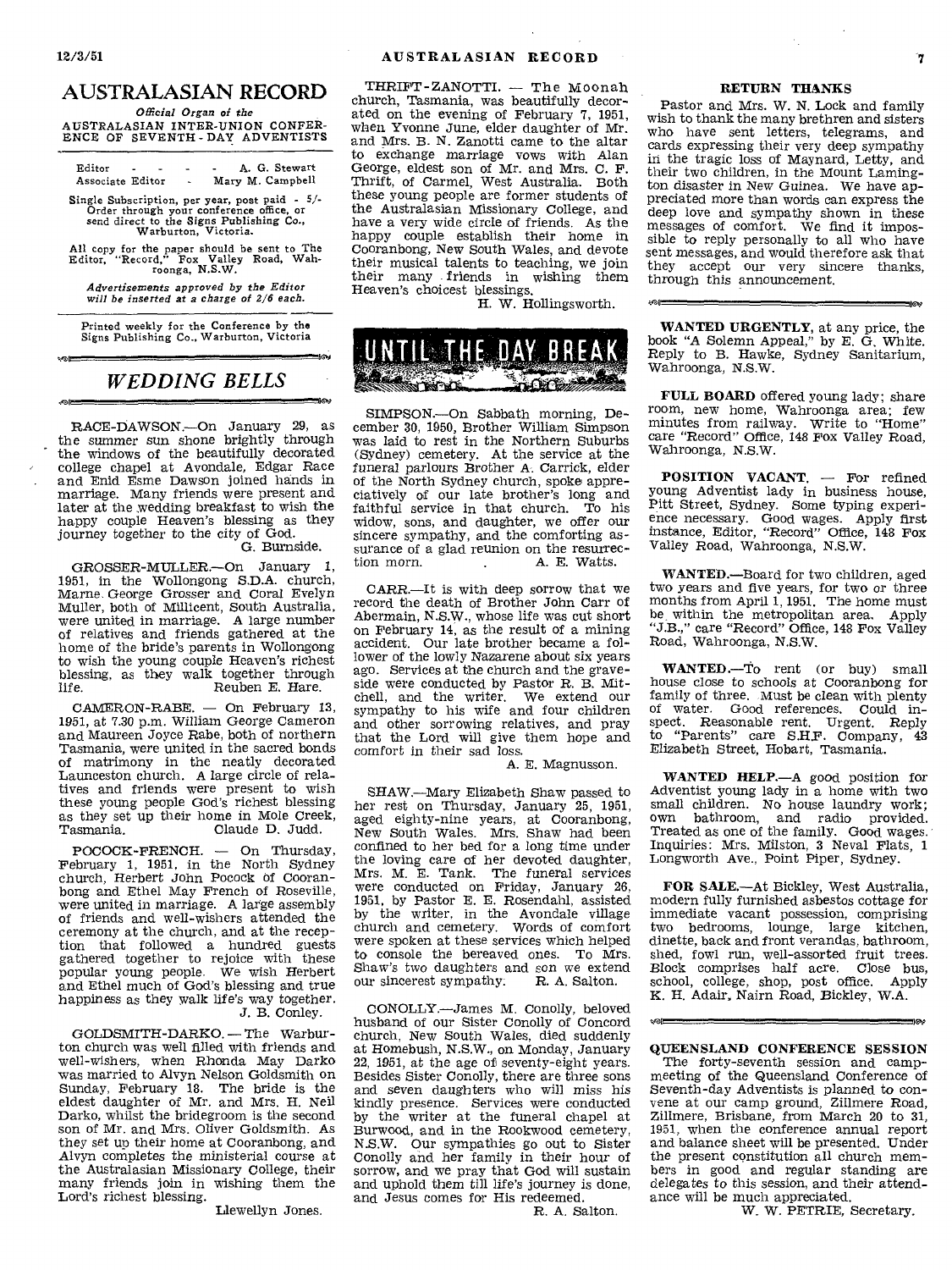# AUSTRALASIAN RECORD

*Official Organ of the*
AUSTRALASIAN INTER-UNION CONFERENCE OF SEVENTH-DAY ADVENTISTS

Editor - - - - A. G. Stewart
Associate Editor - Mary M. Campbell

Single Subscription, per year, post paid - 5/-
Order through your conference office, or send direct to the Signs Publishing Co., Warburton, Victoria.

All copy for the paper should be sent to The Editor, "Record," Fox Valley Road, Wahroonga, N.S.W.

*Advertisements approved by the Editor will be inserted at a charge of 2/6 each.*

Printed weekly for the Conference by the Signs Publishing Co., Warburton, Victoria

## WEDDING BELLS

RACE-DAWSON.—On January 29, as the summer sun shone brightly through the windows of the beautifully decorated college chapel at Avondale, Edgar Race and Enid Esme Dawson joined hands in marriage. Many friends were present and later at the wedding breakfast to wish the happy couple Heaven's blessing as they journey together to the city of God.

G. Burnside.

GROSSER-MULLER.—On January 1, 1951, in the Wollongong S.D.A. church, Marne George Grosser and Coral Evelyn Muller, both of Millicent, South Australia, were united in marriage. A large number of relatives and friends gathered at the home of the bride's parents in Wollongong to wish the young couple Heaven's richest blessing, as they walk together through life.

Reuben E. Hare.

CAMERON-RABE. — On February 13, 1951, at 7.30 p.m. William George Cameron and Maureen Joyce Rabe, both of northern Tasmania, were united in the sacred bonds of matrimony in the neatly decorated Launceston church. A large circle of relatives and friends were present to wish these young people God's richest blessing as they set up their home in Mole Creek, Tasmania.

Claude D. Judd.

POCOCK-FRENCH. — On Thursday, February 1, 1951, in the North Sydney church, Herbert John Pocock of Cooranbong and Ethel May French of Roseville, were united in marriage. A large assembly of friends and well-wishers attended the ceremony at the church, and at the reception that followed a hundred guests gathered together to rejoice with these popular young people. We wish Herbert and Ethel much of God's blessing and true happiness as they walk life's way together.

J. B. Conley.

GOLDSMITH-DARKO. — The Warburton church was well filled with friends and well-wishers, when Rhonda May Darko was married to Alvyn Nelson Goldsmith on Sunday, February 18. The bride is the eldest daughter of Mr. and Mrs. H. Neil Darko, whilst the bridegroom is the second son of Mr. and Mrs. Oliver Goldsmith. As they set up their home at Cooranbong, and Alvyn completes the ministerial course at the Australasian Missionary College, their many friends join in wishing them the Lord's richest blessing.

Llewellyn Jones.

THRIFT-ZANOTTI. — The Moonah church, Tasmania, was beautifully decorated on the evening of February 7, 1951, when Yvonne June, elder daughter of Mr. and Mrs. B. N. Zanotti came to the altar to exchange marriage vows with Alan George, eldest son of Mr. and Mrs. C. F. Thrift, of Carmel, West Australia. Both these young people are former students of the Australasian Missionary College, and have a very wide circle of friends. As the happy couple establish their home in Cooranbong, New South Wales, and devote their musical talents to teaching, we join their many friends in wishing them Heaven's choicest blessings.

H. W. Hollingsworth.

## UNTIL THE DAY BREAK

SIMPSON.—On Sabbath morning, December 30, 1950, Brother William Simpson was laid to rest in the Northern Suburbs (Sydney) cemetery. At the service at the funeral parlours Brother A. Carrick, elder of the North Sydney church, spoke appreciatively of our late brother's long and faithful service in that church. To his widow, sons, and daughter, we offer our sincere sympathy, and the comforting assurance of a glad reunion on the resurrection morn.

A. E. Watts.

CARR.—It is with deep sorrow that we record the death of Brother John Carr of Abermain, N.S.W., whose life was cut short on February 14, as the result of a mining accident. Our late brother became a follower of the lowly Nazarene about six years ago. Services at the church and the graveside were conducted by Pastor R. B. Mitchell, and the writer. We extend our sympathy to his wife and four children and other sorrowing relatives, and pray that the Lord will give them hope and comfort in their sad loss.

A. E. Magnusson.

SHAW.—Mary Elizabeth Shaw passed to her rest on Thursday, January 25, 1951, aged eighty-nine years, at Cooranbong, New South Wales. Mrs. Shaw had been confined to her bed for a long time under the loving care of her devoted daughter, Mrs. M. E. Tank. The funeral services were conducted on Friday, January 26, 1951, by Pastor E. E. Rosendahl, assisted by the writer, in the Avondale village church and cemetery. Words of comfort were spoken at these services which helped to console the bereaved ones. To Mrs. Shaw's two daughters and son we extend our sincerest sympathy.

R. A. Salton.

CONOLLY.—James M. Conolly, beloved husband of our Sister Conolly of Concord church, New South Wales, died suddenly at Homebush, N.S.W., on Monday, January 22, 1951, at the age of seventy-eight years. Besides Sister Conolly, there are three sons and seven daughters who will miss his kindly presence. Services were conducted by the writer at the funeral chapel at Burwood, and in the Rookwood cemetery, N.S.W. Our sympathies go out to Sister Conolly and her family in their hour of sorrow, and we pray that God will sustain and uphold them till life's journey is done, and Jesus comes for His redeemed.

R. A. Salton.

### RETURN THANKS

Pastor and Mrs. W. N. Lock and family wish to thank the many brethren and sisters who have sent letters, telegrams, and cards expressing their very deep sympathy in the tragic loss of Maynard, Letty, and their two children, in the Mount Lamington disaster in New Guinea. We have appreciated more than words can express the deep love and sympathy shown in these messages of comfort. We find it impossible to reply personally to all who have sent messages, and would therefore ask that they accept our very sincere thanks, through this announcement.

**WANTED URGENTLY**, at any price, the book "A Solemn Appeal," by E. G. White. Reply to B. Hawke, Sydney Sanitarium, Wahroonga, N.S.W.

**FULL BOARD** offered young lady; share room, new home, Wahroonga area; few minutes from railway. Write to "Home" care "Record" Office, 148 Fox Valley Road, Wahroonga, N.S.W.

**POSITION VACANT.** — For refined young Adventist lady in business house, Pitt Street, Sydney. Some typing experience necessary. Good wages. Apply first instance, Editor, "Record" Office, 148 Fox Valley Road, Wahroonga, N.S.W.

**WANTED.**—Board for two children, aged two years and five years, for two or three months from April 1, 1951. The home must be within the metropolitan area. Apply "J.B.," care "Record" Office, 148 Fox Valley Road, Wahroonga, N.S.W.

**WANTED.**—To rent (or buy) small house close to schools at Cooranbong for family of three. Must be clean with plenty of water. Good references. Could inspect. Reasonable rent. Urgent. Reply to "Parents" care S.H.F. Company, 43 Elizabeth Street, Hobart, Tasmania.

**WANTED HELP.**—A good position for Adventist young lady in a home with two small children. No house laundry work; own bathroom, and radio provided. Treated as one of the family. Good wages. Inquiries: Mrs. Milston, 3 Neval Flats, 1 Longworth Ave., Point Piper, Sydney.

**FOR SALE.**—At Bickley, West Australia, modern fully furnished asbestos cottage for immediate vacant possession, comprising two bedrooms, lounge, large kitchen, dinette, back and front verandas, bathroom, shed, fowl run, well-assorted fruit trees. Block comprises half acre. Close bus, school, college, shop, post office. Apply K. H. Adair, Nairn Road, Bickley, W.A.

### QUEENSLAND CONFERENCE SESSION

The forty-seventh session and camp-meeting of the Queensland Conference of Seventh-day Adventists is planned to convene at our camp ground, Zillmere Road, Zillmere, Brisbane, from March 20 to 31, 1951, when the conference annual report and balance sheet will be presented. Under the present constitution all church members in good and regular standing are delegates to this session, and their attendance will be much appreciated.

W. W. PETRIE, Secretary.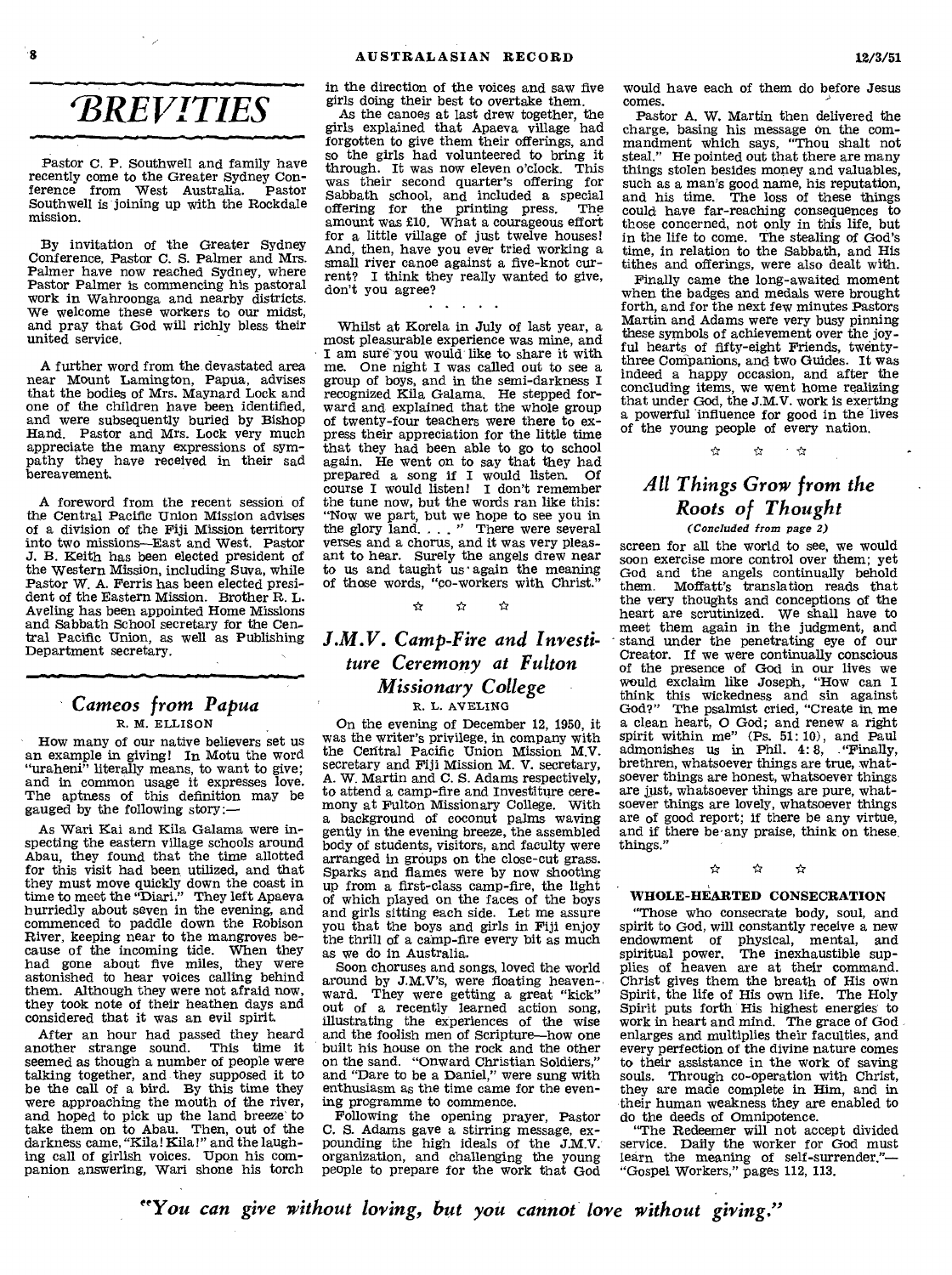# BREVITIES

Pastor C. P. Southwell and family have recently come to the Greater Sydney Conference from West Australia. Pastor Southwell is joining up with the Rockdale mission.

By invitation of the Greater Sydney Conference, Pastor C. S. Palmer and Mrs. Palmer have now reached Sydney, where Pastor Palmer is commencing his pastoral work in Wahroonga and nearby districts. We welcome these workers to our midst, and pray that God will richly bless their united service.

A further word from the devastated area near Mount Lamington, Papua, advises that the bodies of Mrs. Maynard Lock and one of the children have been identified, and were subsequently buried by Bishop Hand. Pastor and Mrs. Lock very much appreciate the many expressions of sympathy they have received in their sad bereavement.

A foreword from the recent session of the Central Pacific Union Mission advises of a division of the Fiji Mission territory into two missions—East and West. Pastor J. B. Keith has been elected president of the Western Mission, including Suva, while Pastor W. A. Ferris has been elected president of the Eastern Mission. Brother R. L. Aveling has been appointed Home Missions and Sabbath School secretary for the Central Pacific Union, as well as Publishing Department secretary.

## Cameos from Papua

R. M. ELLISON

How many of our native believers set us an example in giving! In Motu the word "uraheni" literally means, to want to give; and in common usage it expresses love. The aptness of this definition may be gauged by the following story:—

As Wari Kai and Kila Galama were inspecting the eastern village schools around Abau, they found that the time allotted for this visit had been utilized, and that they must move quickly down the coast in time to meet the "Diari." They left Apaeva hurriedly about seven in the evening, and commenced to paddle down the Robison River, keeping near to the mangroves because of the incoming tide. When they had gone about five miles, they were astonished to hear voices calling behind them. Although they were not afraid now, they took note of their heathen days and considered that it was an evil spirit.

After an hour had passed they heard another strange sound. This time it seemed as though a number of people were talking together, and they supposed it to be the call of a bird. By this time they were approaching the mouth of the river, and hoped to pick up the land breeze to take them on to Abau. Then, out of the darkness came, "Kila! Kila!" and the laughing call of girlish voices. Upon his companion answering, Wari shone his torch in the direction of the voices and saw five girls doing their best to overtake them.

As the canoes at last drew together, the girls explained that Apaeva village had forgotten to give them their offerings, and so the girls had volunteered to bring it through. It was now eleven o'clock. This was their second quarter's offering for Sabbath school, and included a special offering for the printing press. The amount was £10. What a courageous effort for a little village of just twelve houses! And, then, have you ever tried working a small river canoe against a five-knot current? I think they really wanted to give, don't you agree?

. . . . .

Whilst at Korela in July of last year, a most pleasurable experience was mine, and I am sure you would like to share it with me. One night I was called out to see a group of boys, and in the semi-darkness I recognized Kila Galama. He stepped forward and explained that the whole group of twenty-four teachers were there to express their appreciation for the little time that they had been able to go to school again. He went on to say that they had prepared a song if I would listen. Of course I would listen! I don't remember the tune now, but the words ran like this: "Now we part, but we hope to see you in the glory land. . . . " There were several verses and a chorus, and it was very pleasant to hear. Surely the angels drew near to us and taught us again the meaning of those words, "co-workers with Christ."

☆ ☆ ☆

## J.M.V. Camp-Fire and Investiture Ceremony at Fulton Missionary College

R. L. AVELING

On the evening of December 12, 1950, it was the writer's privilege, in company with the Central Pacific Union Mission M.V. secretary and Fiji Mission M. V. secretary, A. W. Martin and C. S. Adams respectively, to attend a camp-fire and Investiture ceremony at Fulton Missionary College. With a background of coconut palms waving gently in the evening breeze, the assembled body of students, visitors, and faculty were arranged in groups on the close-cut grass. Sparks and flames were by now shooting up from a first-class camp-fire, the light of which played on the faces of the boys and girls sitting each side. Let me assure you that the boys and girls in Fiji enjoy the thrill of a camp-fire every bit as much as we do in Australia.

Soon choruses and songs, loved the world around by J.M.V's, were floating heavenward. They were getting a great "kick" out of a recently learned action song, illustrating the experiences of the wise and the foolish men of Scripture—how one built his house on the rock and the other on the sand. "Onward Christian Soldiers," and "Dare to be a Daniel," were sung with enthusiasm as the time came for the evening programme to commence.

Following the opening prayer, Pastor C. S. Adams gave a stirring message, expounding the high ideals of the J.M.V. organization, and challenging the young people to prepare for the work that God would have each of them do before Jesus comes.

Pastor A. W. Martin then delivered the charge, basing his message on the commandment which says, "Thou shalt not steal." He pointed out that there are many things stolen besides money and valuables, such as a man's good name, his reputation, and his time. The loss of these things could have far-reaching consequences to those concerned, not only in this life, but in the life to come. The stealing of God's time, in relation to the Sabbath, and His tithes and offerings, were also dealt with.

Finally came the long-awaited moment when the badges and medals were brought forth, and for the next few minutes Pastors Martin and Adams were very busy pinning these symbols of achievement over the joyful hearts of fifty-eight Friends, twenty-three Companions, and two Guides. It was indeed a happy occasion, and after the concluding items, we went home realizing that under God, the J.M.V. work is exerting a powerful influence for good in the lives of the young people of every nation.

☆ ☆ ☆

## All Things Grow from the Roots of Thought

*(Concluded from page 2)*

screen for all the world to see, we would soon exercise more control over them; yet God and the angels continually behold them. Moffatt's translation reads that the very thoughts and conceptions of the heart are scrutinized. We shall have to meet them again in the judgment, and stand under the penetrating eye of our Creator. If we were continually conscious of the presence of God in our lives we would exclaim like Joseph, "How can I think this wickedness and sin against God?" The psalmist cried, "Create in me a clean heart, O God; and renew a right spirit within me" (Ps. 51: 10), and Paul admonishes us in Phil. 4: 8, "Finally, brethren, whatsoever things are true, whatsoever things are honest, whatsoever things are just, whatsoever things are pure, whatsoever things are lovely, whatsoever things are of good report; if there be any virtue, and if there be any praise, think on these things."

☆ ☆ ☆

### WHOLE-HEARTED CONSECRATION

"Those who consecrate body, soul, and spirit to God, will constantly receive a new endowment of physical, mental, and spiritual power. The inexhaustible supplies of heaven are at their command. Christ gives them the breath of His own Spirit, the life of His own life. The Holy Spirit puts forth His highest energies to work in heart and mind. The grace of God enlarges and multiplies their faculties, and every perfection of the divine nature comes to their assistance in the work of saving souls. Through co-operation with Christ, they are made complete in Him, and in their human weakness they are enabled to do the deeds of Omnipotence.

"The Redeemer will not accept divided service. Daily the worker for God must learn the meaning of self-surrender."—"Gospel Workers," pages 112, 113.

*"You can give without loving, but you cannot love without giving."*